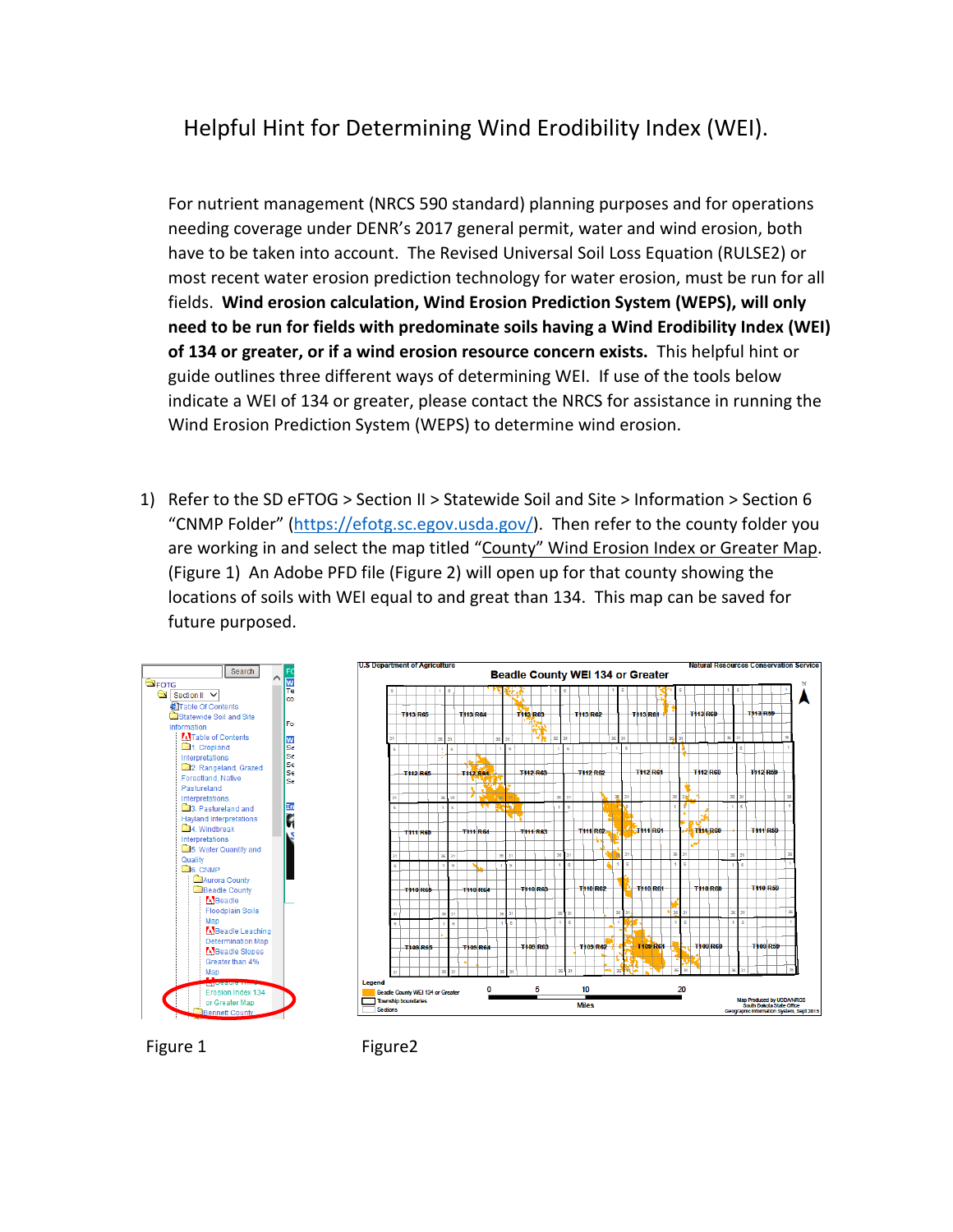# Helpful Hint for Determining Wind Erodibility Index (WEI).

For nutrient management (NRCS 590 standard) planning purposes and for operations needing coverage under DENR's 2017 general permit, water and wind erosion, both have to be taken into account. The Revised Universal Soil Loss Equation (RULSE2) or most recent water erosion prediction technology for water erosion, must be run for all fields. **Wind erosion calculation, Wind Erosion Prediction System (WEPS), will only need to be run for fields with predominate soils having a Wind Erodibility Index (WEI) of 134 or greater, or if a wind erosion resource concern exists.** This helpful hint or guide outlines three different ways of determining WEI. If use of the tools below indicate a WEI of 134 or greater, please contact the NRCS for assistance in running the Wind Erosion Prediction System (WEPS) to determine wind erosion.

1) Refer to the SD eFTOG > Section II > Statewide Soil and Site > Information > Section 6 "CNMP Folder" (https://efotg.sc.egov.usda.gov/). Then refer to the county folder you are working in and select the map titled "County" Wind Erosion Index or Greater Map. (Figure 1) An Adobe PFD file (Figure 2) will open up for that county showing the locations of soils with WEI equal to and great than 134. This map can be saved for future purposed.

Figure 1

Figure2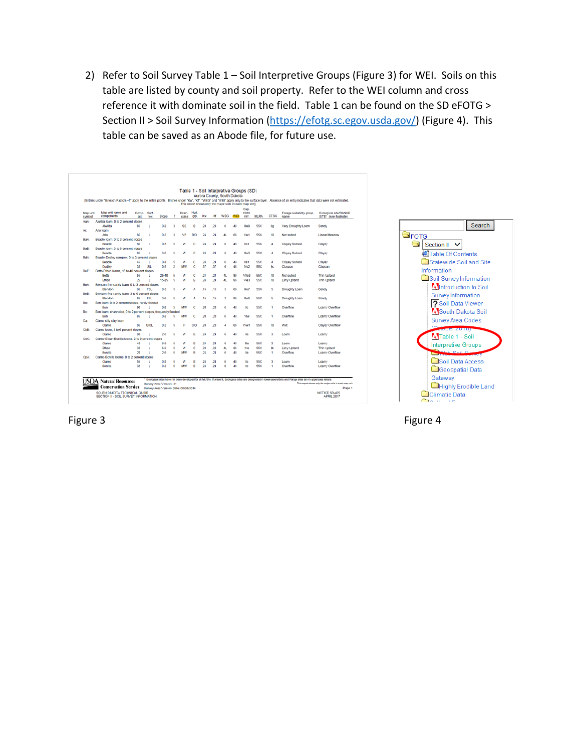2) Refer to Soil Survey Table 1 – Soil Interpretive Groups (Figure 3) for WEI. Soils on this table are listed by county and soil property. Refer to the WEI column and cross reference it with dominate soil in the field. Table 1 can be found on the SD eFOTG > Section II > Soil Survey Information (https://efotg.sc.egov.usda.gov/) (Figure 4). This table can be saved as an Abode file, for future use.

Figure 3

Figure 4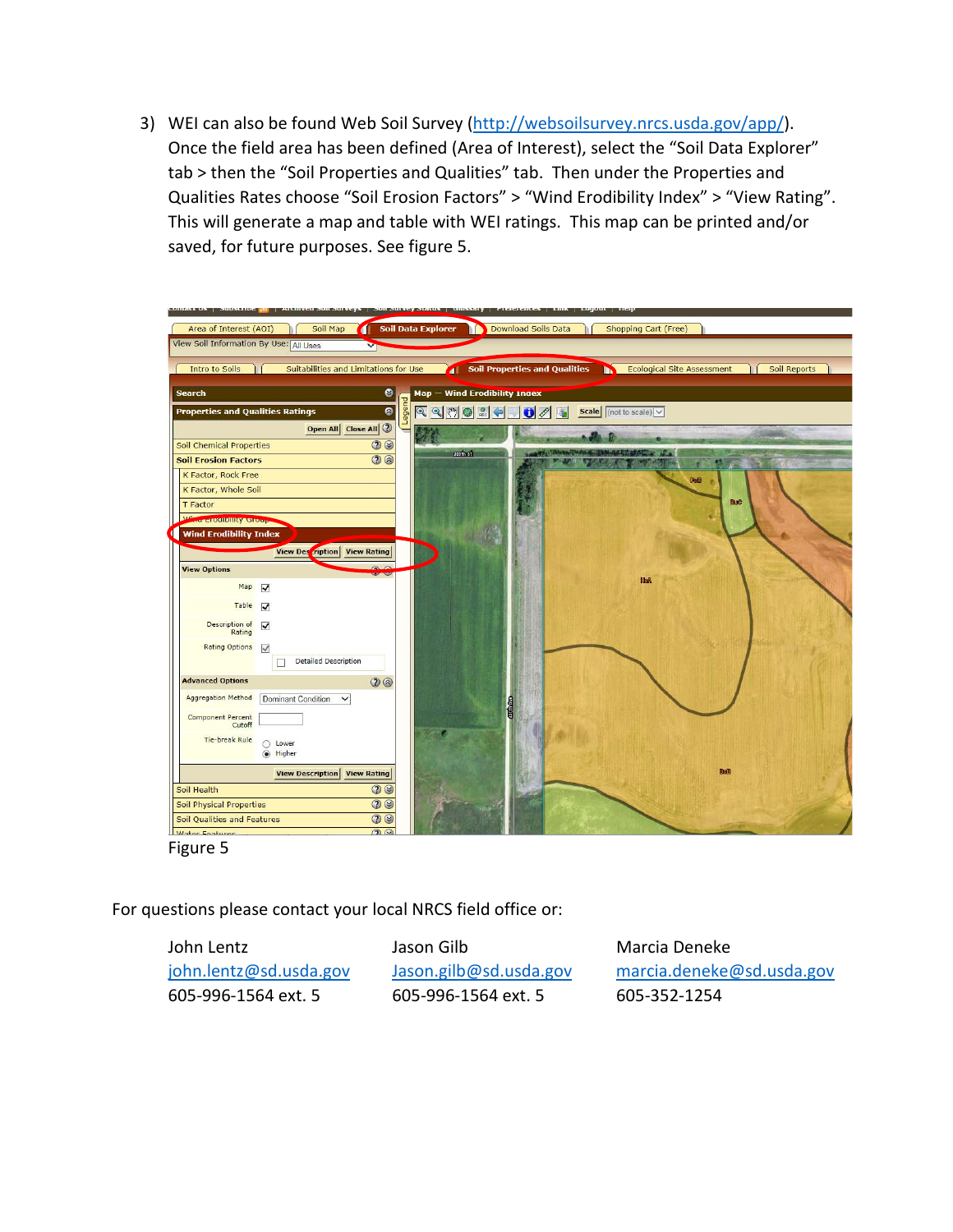3) WEI can also be found Web Soil Survey (http://websoilsurvey.nrcs.usda.gov/app/). Once the field area has been defined (Area of Interest), select the "Soil Data Explorer" tab > then the "Soil Properties and Qualities" tab. Then under the Properties and Qualities Rates choose "Soil Erosion Factors" > "Wind Erodibility Index" > "View Rating". This will generate a map and table with WEI ratings. This map can be printed and/or saved, for future purposes. See figure 5.

Figure 5

For questions please contact your local NRCS field office or:

John Lentz
john.lentz@sd.usda.gov
605-996-1564 ext. 5

Jason Gilb
Jason.gilb@sd.usda.gov
605-996-1564 ext. 5

Marcia Deneke
marcia.deneke@sd.usda.gov
605-352-1254